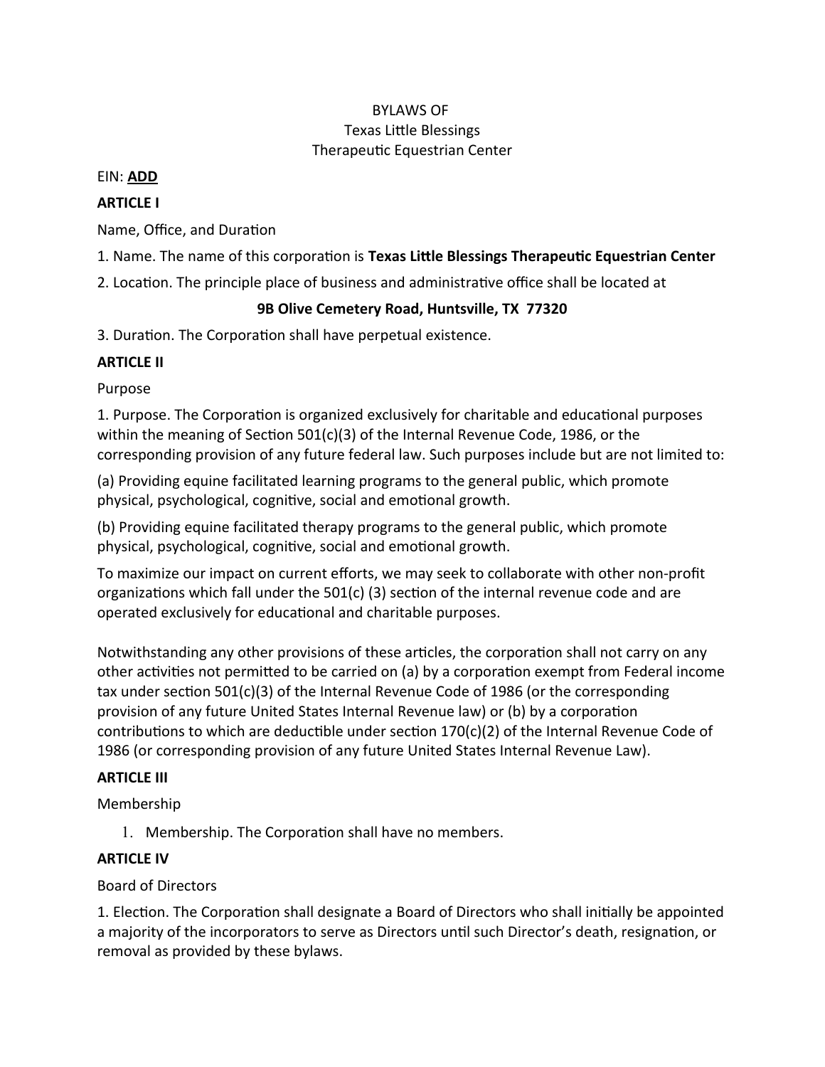BYLAWS OF
Texas Little Blessings
Therapeutic Equestrian Center

EIN: **ADD**

**ARTICLE I**

Name, Office, and Duration

1. Name. The name of this corporation is **Texas Little Blessings Therapeutic Equestrian Center**

2. Location. The principle place of business and administrative office shall be located at

**9B Olive Cemetery Road, Huntsville, TX 77320**

3. Duration. The Corporation shall have perpetual existence.

**ARTICLE II**

Purpose

1. Purpose. The Corporation is organized exclusively for charitable and educational purposes within the meaning of Section 501(c)(3) of the Internal Revenue Code, 1986, or the corresponding provision of any future federal law. Such purposes include but are not limited to:

(a) Providing equine facilitated learning programs to the general public, which promote physical, psychological, cognitive, social and emotional growth.

(b) Providing equine facilitated therapy programs to the general public, which promote physical, psychological, cognitive, social and emotional growth.

To maximize our impact on current efforts, we may seek to collaborate with other non-profit organizations which fall under the 501(c) (3) section of the internal revenue code and are operated exclusively for educational and charitable purposes.

Notwithstanding any other provisions of these articles, the corporation shall not carry on any other activities not permitted to be carried on (a) by a corporation exempt from Federal income tax under section 501(c)(3) of the Internal Revenue Code of 1986 (or the corresponding provision of any future United States Internal Revenue law) or (b) by a corporation contributions to which are deductible under section 170(c)(2) of the Internal Revenue Code of 1986 (or corresponding provision of any future United States Internal Revenue Law).

**ARTICLE III**

Membership

1. Membership. The Corporation shall have no members.

**ARTICLE IV**

Board of Directors

1. Election. The Corporation shall designate a Board of Directors who shall initially be appointed a majority of the incorporators to serve as Directors until such Director's death, resignation, or removal as provided by these bylaws.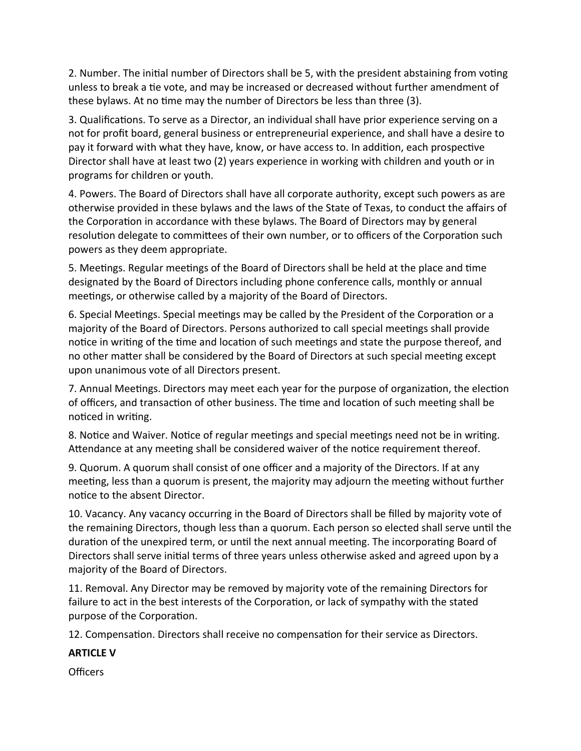2. Number. The initial number of Directors shall be 5, with the president abstaining from voting unless to break a tie vote, and may be increased or decreased without further amendment of these bylaws. At no time may the number of Directors be less than three (3).

3. Qualifications. To serve as a Director, an individual shall have prior experience serving on a not for profit board, general business or entrepreneurial experience, and shall have a desire to pay it forward with what they have, know, or have access to. In addition, each prospective Director shall have at least two (2) years experience in working with children and youth or in programs for children or youth.

4. Powers. The Board of Directors shall have all corporate authority, except such powers as are otherwise provided in these bylaws and the laws of the State of Texas, to conduct the affairs of the Corporation in accordance with these bylaws. The Board of Directors may by general resolution delegate to committees of their own number, or to officers of the Corporation such powers as they deem appropriate.

5. Meetings. Regular meetings of the Board of Directors shall be held at the place and time designated by the Board of Directors including phone conference calls, monthly or annual meetings, or otherwise called by a majority of the Board of Directors.

6. Special Meetings. Special meetings may be called by the President of the Corporation or a majority of the Board of Directors. Persons authorized to call special meetings shall provide notice in writing of the time and location of such meetings and state the purpose thereof, and no other matter shall be considered by the Board of Directors at such special meeting except upon unanimous vote of all Directors present.

7. Annual Meetings. Directors may meet each year for the purpose of organization, the election of officers, and transaction of other business. The time and location of such meeting shall be noticed in writing.

8. Notice and Waiver. Notice of regular meetings and special meetings need not be in writing. Attendance at any meeting shall be considered waiver of the notice requirement thereof.

9. Quorum. A quorum shall consist of one officer and a majority of the Directors. If at any meeting, less than a quorum is present, the majority may adjourn the meeting without further notice to the absent Director.

10. Vacancy. Any vacancy occurring in the Board of Directors shall be filled by majority vote of the remaining Directors, though less than a quorum. Each person so elected shall serve until the duration of the unexpired term, or until the next annual meeting. The incorporating Board of Directors shall serve initial terms of three years unless otherwise asked and agreed upon by a majority of the Board of Directors.

11. Removal. Any Director may be removed by majority vote of the remaining Directors for failure to act in the best interests of the Corporation, or lack of sympathy with the stated purpose of the Corporation.

12. Compensation. Directors shall receive no compensation for their service as Directors.

## ARTICLE V

Officers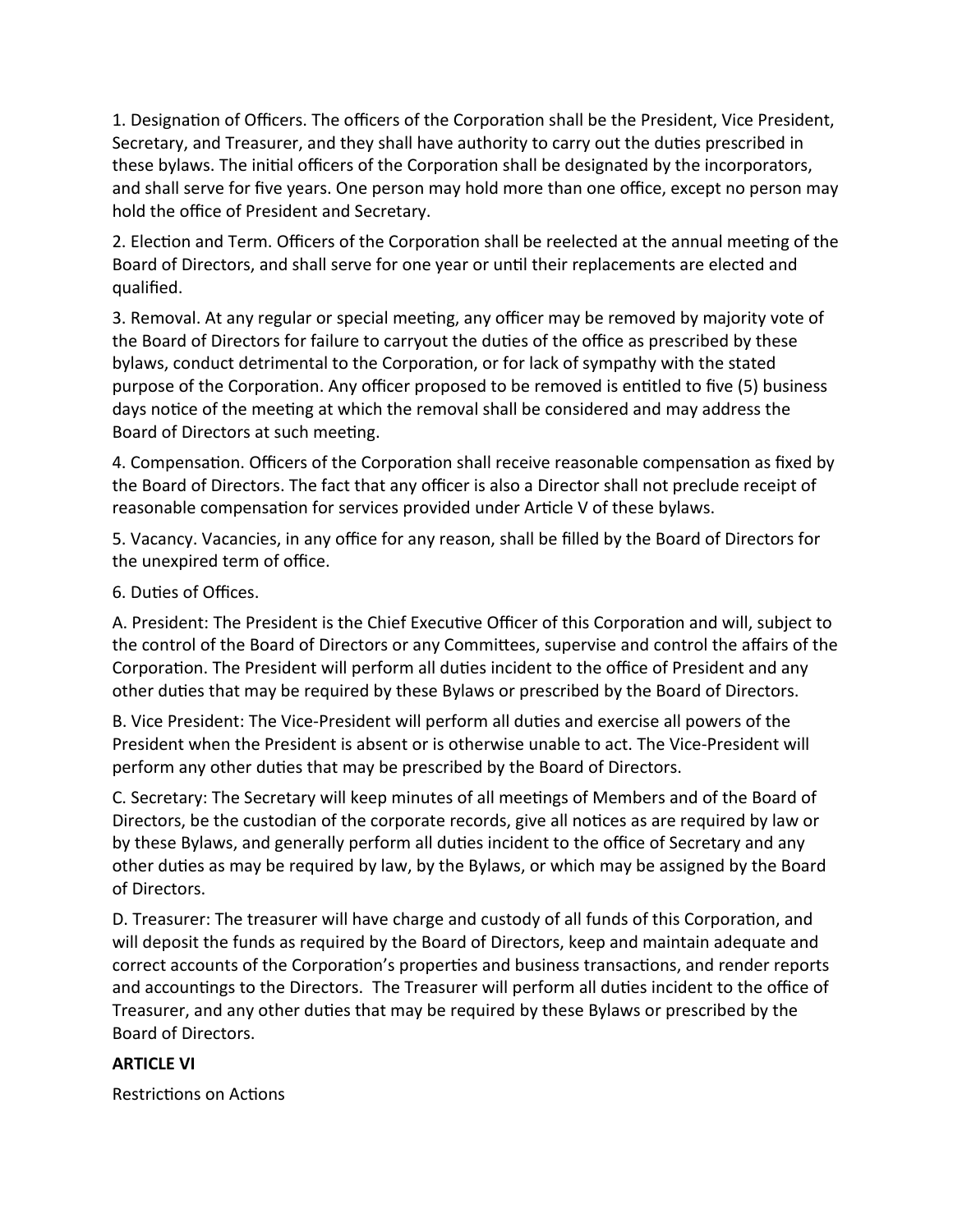1. Designation of Officers. The officers of the Corporation shall be the President, Vice President, Secretary, and Treasurer, and they shall have authority to carry out the duties prescribed in these bylaws. The initial officers of the Corporation shall be designated by the incorporators, and shall serve for five years. One person may hold more than one office, except no person may hold the office of President and Secretary.

2. Election and Term. Officers of the Corporation shall be reelected at the annual meeting of the Board of Directors, and shall serve for one year or until their replacements are elected and qualified.

3. Removal. At any regular or special meeting, any officer may be removed by majority vote of the Board of Directors for failure to carryout the duties of the office as prescribed by these bylaws, conduct detrimental to the Corporation, or for lack of sympathy with the stated purpose of the Corporation. Any officer proposed to be removed is entitled to five (5) business days notice of the meeting at which the removal shall be considered and may address the Board of Directors at such meeting.

4. Compensation. Officers of the Corporation shall receive reasonable compensation as fixed by the Board of Directors. The fact that any officer is also a Director shall not preclude receipt of reasonable compensation for services provided under Article V of these bylaws.

5. Vacancy. Vacancies, in any office for any reason, shall be filled by the Board of Directors for the unexpired term of office.

6. Duties of Offices.

A. President: The President is the Chief Executive Officer of this Corporation and will, subject to the control of the Board of Directors or any Committees, supervise and control the affairs of the Corporation. The President will perform all duties incident to the office of President and any other duties that may be required by these Bylaws or prescribed by the Board of Directors.

B. Vice President: The Vice-President will perform all duties and exercise all powers of the President when the President is absent or is otherwise unable to act. The Vice-President will perform any other duties that may be prescribed by the Board of Directors.

C. Secretary: The Secretary will keep minutes of all meetings of Members and of the Board of Directors, be the custodian of the corporate records, give all notices as are required by law or by these Bylaws, and generally perform all duties incident to the office of Secretary and any other duties as may be required by law, by the Bylaws, or which may be assigned by the Board of Directors.

D. Treasurer: The treasurer will have charge and custody of all funds of this Corporation, and will deposit the funds as required by the Board of Directors, keep and maintain adequate and correct accounts of the Corporation's properties and business transactions, and render reports and accountings to the Directors. The Treasurer will perform all duties incident to the office of Treasurer, and any other duties that may be required by these Bylaws or prescribed by the Board of Directors.

## ARTICLE VI

Restrictions on Actions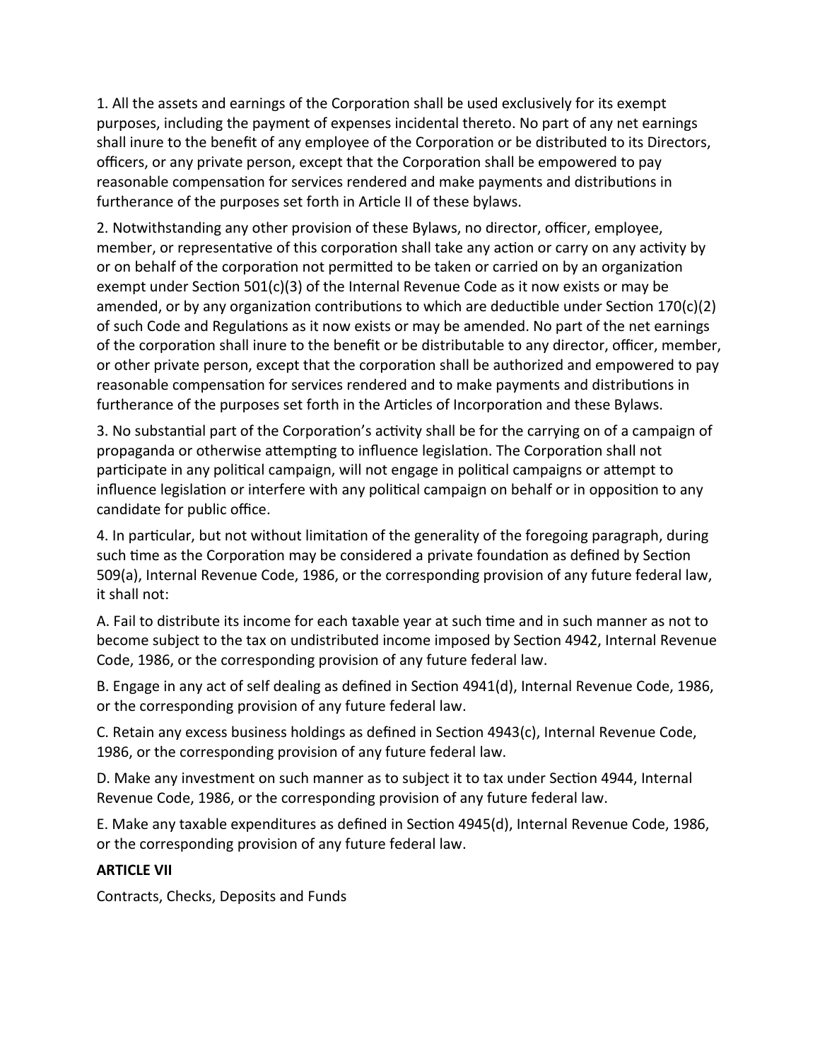1. All the assets and earnings of the Corporation shall be used exclusively for its exempt purposes, including the payment of expenses incidental thereto. No part of any net earnings shall inure to the benefit of any employee of the Corporation or be distributed to its Directors, officers, or any private person, except that the Corporation shall be empowered to pay reasonable compensation for services rendered and make payments and distributions in furtherance of the purposes set forth in Article II of these bylaws.

2. Notwithstanding any other provision of these Bylaws, no director, officer, employee, member, or representative of this corporation shall take any action or carry on any activity by or on behalf of the corporation not permitted to be taken or carried on by an organization exempt under Section 501(c)(3) of the Internal Revenue Code as it now exists or may be amended, or by any organization contributions to which are deductible under Section 170(c)(2) of such Code and Regulations as it now exists or may be amended. No part of the net earnings of the corporation shall inure to the benefit or be distributable to any director, officer, member, or other private person, except that the corporation shall be authorized and empowered to pay reasonable compensation for services rendered and to make payments and distributions in furtherance of the purposes set forth in the Articles of Incorporation and these Bylaws.

3. No substantial part of the Corporation's activity shall be for the carrying on of a campaign of propaganda or otherwise attempting to influence legislation. The Corporation shall not participate in any political campaign, will not engage in political campaigns or attempt to influence legislation or interfere with any political campaign on behalf or in opposition to any candidate for public office.

4. In particular, but not without limitation of the generality of the foregoing paragraph, during such time as the Corporation may be considered a private foundation as defined by Section 509(a), Internal Revenue Code, 1986, or the corresponding provision of any future federal law, it shall not:

A. Fail to distribute its income for each taxable year at such time and in such manner as not to become subject to the tax on undistributed income imposed by Section 4942, Internal Revenue Code, 1986, or the corresponding provision of any future federal law.

B. Engage in any act of self dealing as defined in Section 4941(d), Internal Revenue Code, 1986, or the corresponding provision of any future federal law.

C. Retain any excess business holdings as defined in Section 4943(c), Internal Revenue Code, 1986, or the corresponding provision of any future federal law.

D. Make any investment on such manner as to subject it to tax under Section 4944, Internal Revenue Code, 1986, or the corresponding provision of any future federal law.

E. Make any taxable expenditures as defined in Section 4945(d), Internal Revenue Code, 1986, or the corresponding provision of any future federal law.

**ARTICLE VII**

Contracts, Checks, Deposits and Funds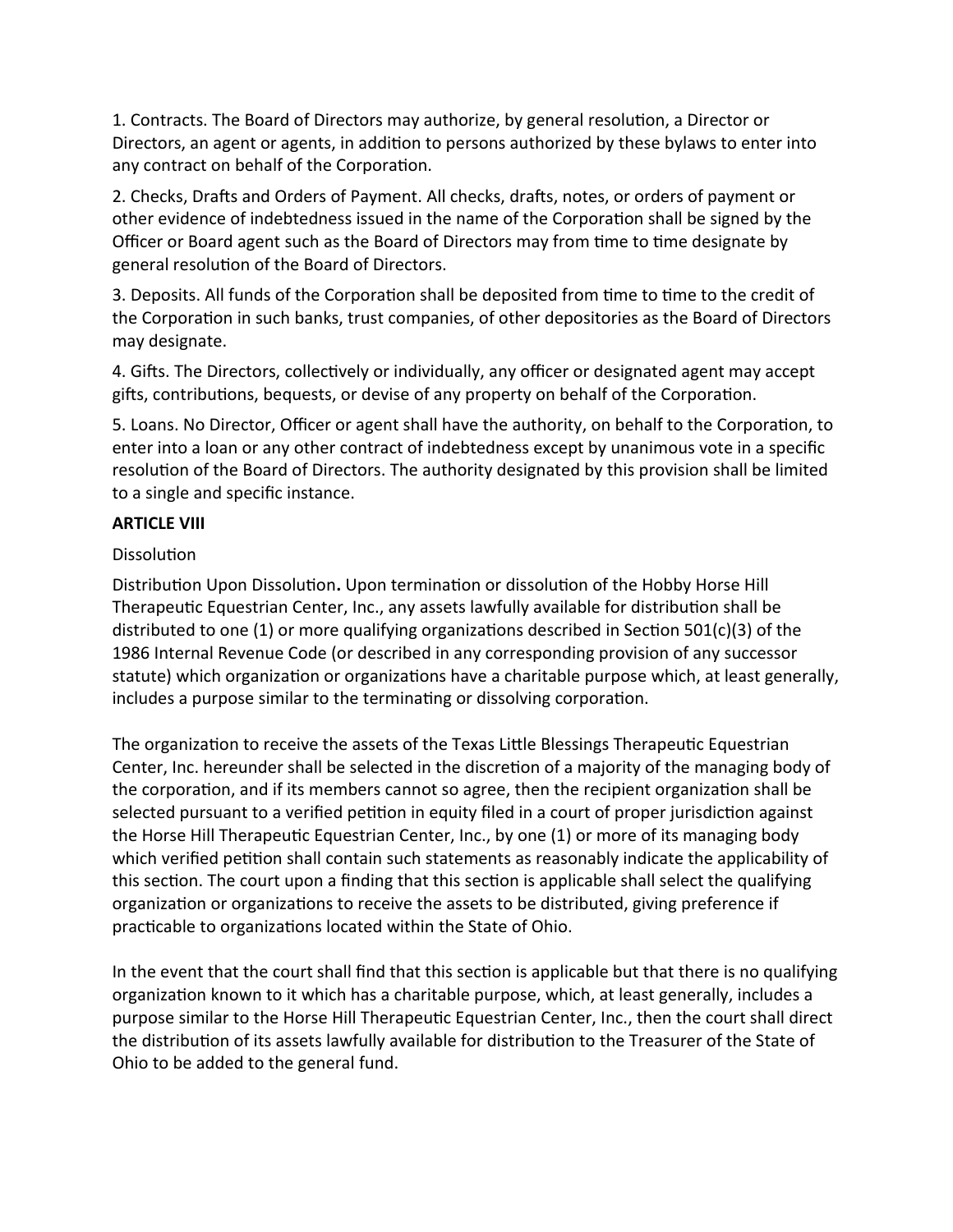1. Contracts. The Board of Directors may authorize, by general resolution, a Director or Directors, an agent or agents, in addition to persons authorized by these bylaws to enter into any contract on behalf of the Corporation.

2. Checks, Drafts and Orders of Payment. All checks, drafts, notes, or orders of payment or other evidence of indebtedness issued in the name of the Corporation shall be signed by the Officer or Board agent such as the Board of Directors may from time to time designate by general resolution of the Board of Directors.

3. Deposits. All funds of the Corporation shall be deposited from time to time to the credit of the Corporation in such banks, trust companies, of other depositories as the Board of Directors may designate.

4. Gifts. The Directors, collectively or individually, any officer or designated agent may accept gifts, contributions, bequests, or devise of any property on behalf of the Corporation.

5. Loans. No Director, Officer or agent shall have the authority, on behalf to the Corporation, to enter into a loan or any other contract of indebtedness except by unanimous vote in a specific resolution of the Board of Directors. The authority designated by this provision shall be limited to a single and specific instance.

**ARTICLE VIII**

Dissolution

Distribution Upon Dissolution**.** Upon termination or dissolution of the Hobby Horse Hill Therapeutic Equestrian Center, Inc., any assets lawfully available for distribution shall be distributed to one (1) or more qualifying organizations described in Section 501(c)(3) of the 1986 Internal Revenue Code (or described in any corresponding provision of any successor statute) which organization or organizations have a charitable purpose which, at least generally, includes a purpose similar to the terminating or dissolving corporation.

The organization to receive the assets of the Texas Little Blessings Therapeutic Equestrian Center, Inc. hereunder shall be selected in the discretion of a majority of the managing body of the corporation, and if its members cannot so agree, then the recipient organization shall be selected pursuant to a verified petition in equity filed in a court of proper jurisdiction against the Horse Hill Therapeutic Equestrian Center, Inc., by one (1) or more of its managing body which verified petition shall contain such statements as reasonably indicate the applicability of this section. The court upon a finding that this section is applicable shall select the qualifying organization or organizations to receive the assets to be distributed, giving preference if practicable to organizations located within the State of Ohio.

In the event that the court shall find that this section is applicable but that there is no qualifying organization known to it which has a charitable purpose, which, at least generally, includes a purpose similar to the Horse Hill Therapeutic Equestrian Center, Inc., then the court shall direct the distribution of its assets lawfully available for distribution to the Treasurer of the State of Ohio to be added to the general fund.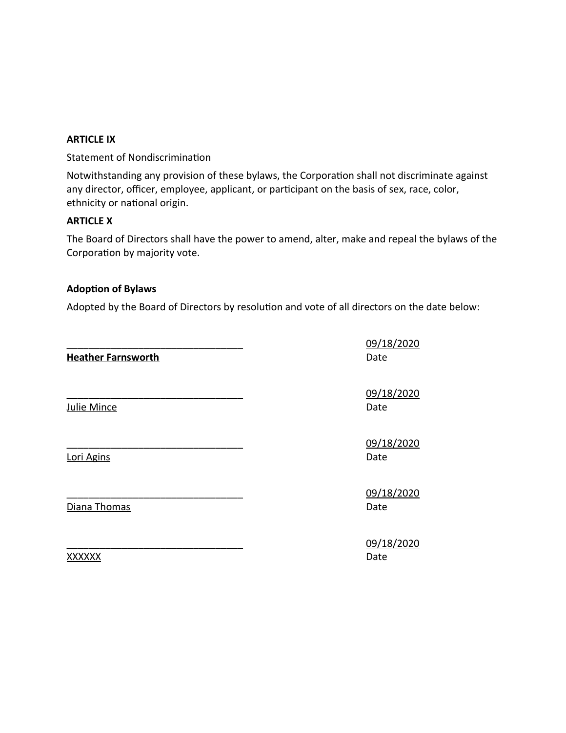**ARTICLE IX**

Statement of Nondiscrimination

Notwithstanding any provision of these bylaws, the Corporation shall not discriminate against any director, officer, employee, applicant, or participant on the basis of sex, race, color, ethnicity or national origin.

**ARTICLE X**

The Board of Directors shall have the power to amend, alter, make and repeal the bylaws of the Corporation by majority vote.

**Adoption of Bylaws**

Adopted by the Board of Directors by resolution and vote of all directors on the date below:

| | |
|---|---|
| ________________________________ | 09/18/2020 |
| **Heather Farnsworth** | Date |
| ________________________________ | 09/18/2020 |
| Julie Mince | Date |
| ________________________________ | 09/18/2020 |
| Lori Agins | Date |
| ________________________________ | 09/18/2020 |
| Diana Thomas | Date |
| ________________________________ | 09/18/2020 |
| XXXXXX | Date |